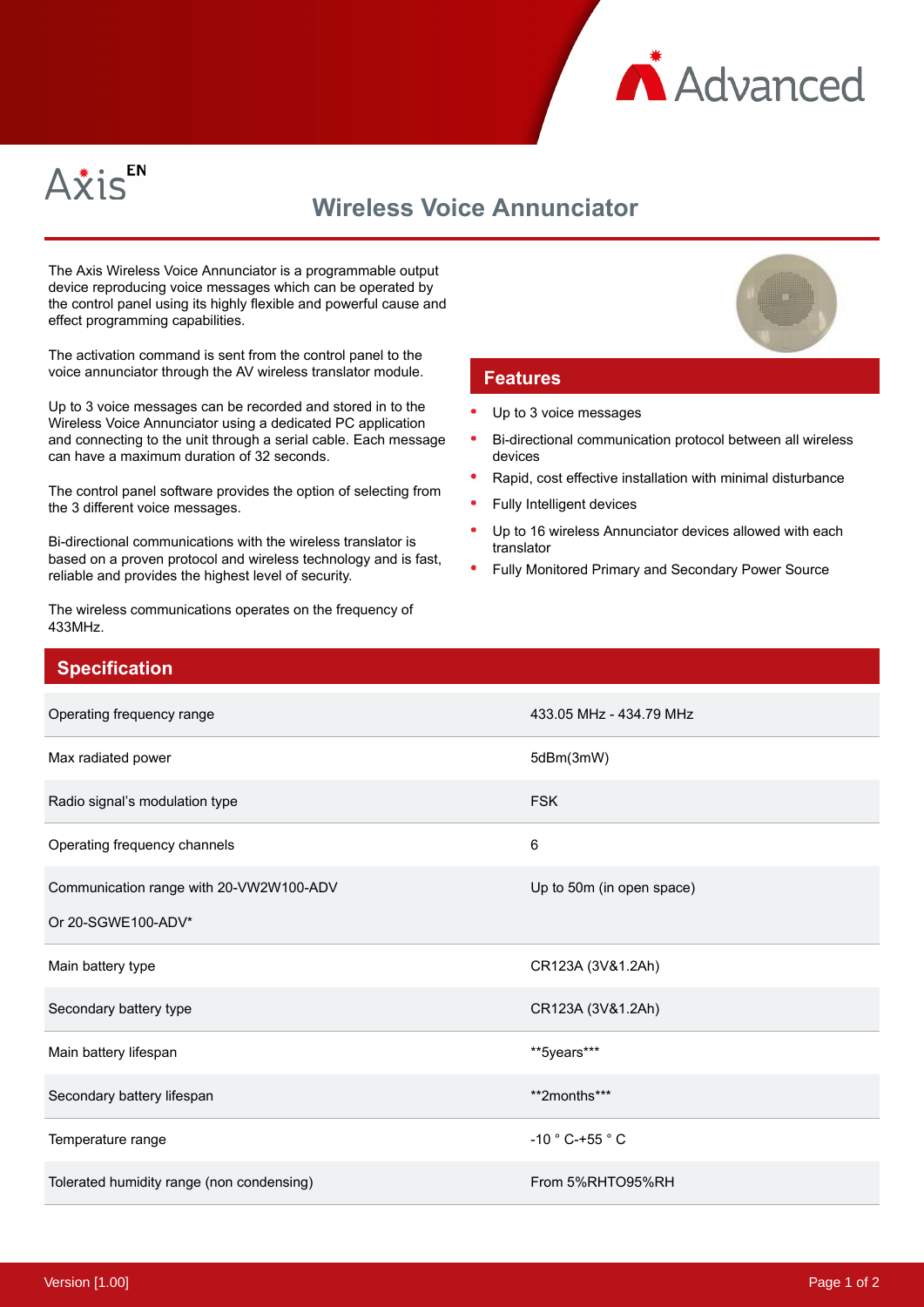Advanced

AxisEN

# Wireless Voice Annunciator

The Axis Wireless Voice Annunciator is a programmable output device reproducing voice messages which can be operated by the control panel using its highly flexible and powerful cause and effect programming capabilities.

The activation command is sent from the control panel to the voice annunciator through the AV wireless translator module.

Up to 3 voice messages can be recorded and stored in to the Wireless Voice Annunciator using a dedicated PC application and connecting to the unit through a serial cable. Each message can have a maximum duration of 32 seconds.

The control panel software provides the option of selecting from the 3 different voice messages.

Bi-directional communications with the wireless translator is based on a proven protocol and wireless technology and is fast, reliable and provides the highest level of security.

The wireless communications operates on the frequency of 433MHz.

## Features

- Up to 3 voice messages
- Bi-directional communication protocol between all wireless devices
- Rapid, cost effective installation with minimal disturbance
- Fully Intelligent devices
- Up to 16 wireless Annunciator devices allowed with each translator
- Fully Monitored Primary and Secondary Power Source

## Specification

| | |
|---|---|
| Operating frequency range | 433.05 MHz - 434.79 MHz |
| Max radiated power | 5dBm(3mW) |
| Radio signal's modulation type | FSK |
| Operating frequency channels | 6 |
| Communication range with 20-VW2W100-ADV Or 20-SGWE100-ADV* | Up to 50m (in open space) |
| Main battery type | CR123A (3V&1.2Ah) |
| Secondary battery type | CR123A (3V&1.2Ah) |
| Main battery lifespan | **5years*** |
| Secondary battery lifespan | **2months*** |
| Temperature range | -10 ° C-+55 ° C |
| Tolerated humidity range (non condensing) | From 5%RHTO95%RH |

Version [1.00]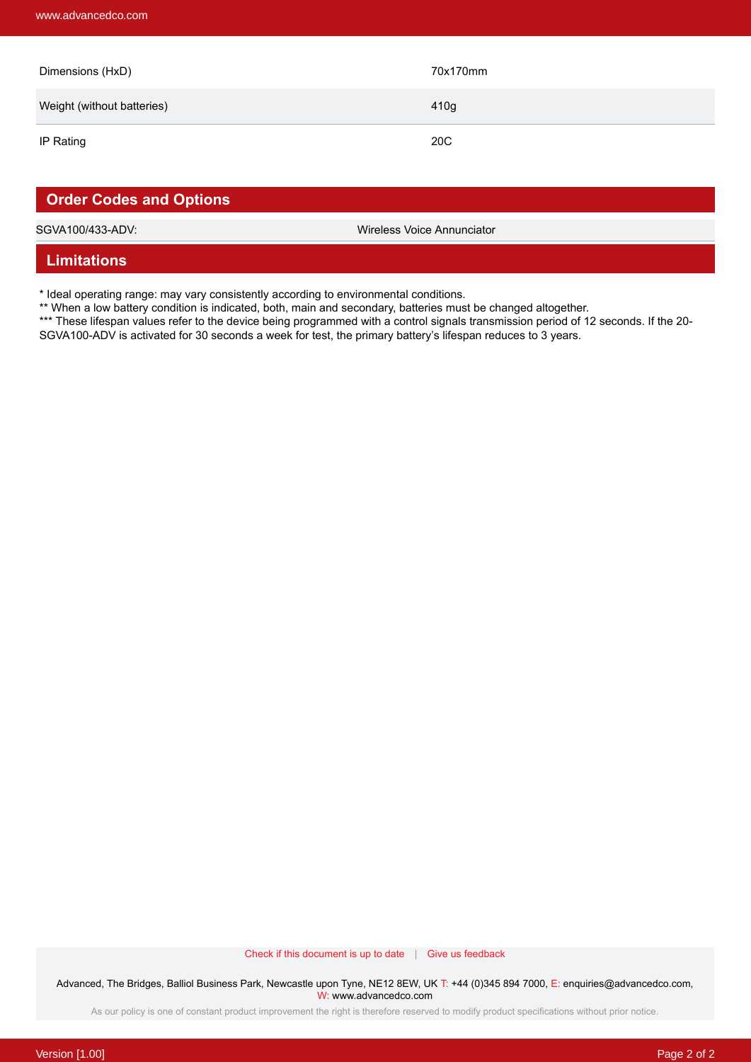| | |
|---|---|
| Dimensions (HxD) | 70x170mm |
| Weight (without batteries) | 410g |
| IP Rating | 20C |

## Order Codes and Options

| | |
|---|---|
| SGVA100/433-ADV: | Wireless Voice Annunciator |

## Limitations

* Ideal operating range: may vary consistently according to environmental conditions.
** When a low battery condition is indicated, both, main and secondary, batteries must be changed altogether.
*** These lifespan values refer to the device being programmed with a control signals transmission period of 12 seconds. If the 20-SGVA100-ADV is activated for 30 seconds a week for test, the primary battery's lifespan reduces to 3 years.

Check if this document is up to date | Give us feedback

Advanced, The Bridges, Balliol Business Park, Newcastle upon Tyne, NE12 8EW, UK T: +44 (0)345 894 7000, E: enquiries@advancedco.com, W: www.advancedco.com

As our policy is one of constant product improvement the right is therefore reserved to modify product specifications without prior notice.

Version [1.00]